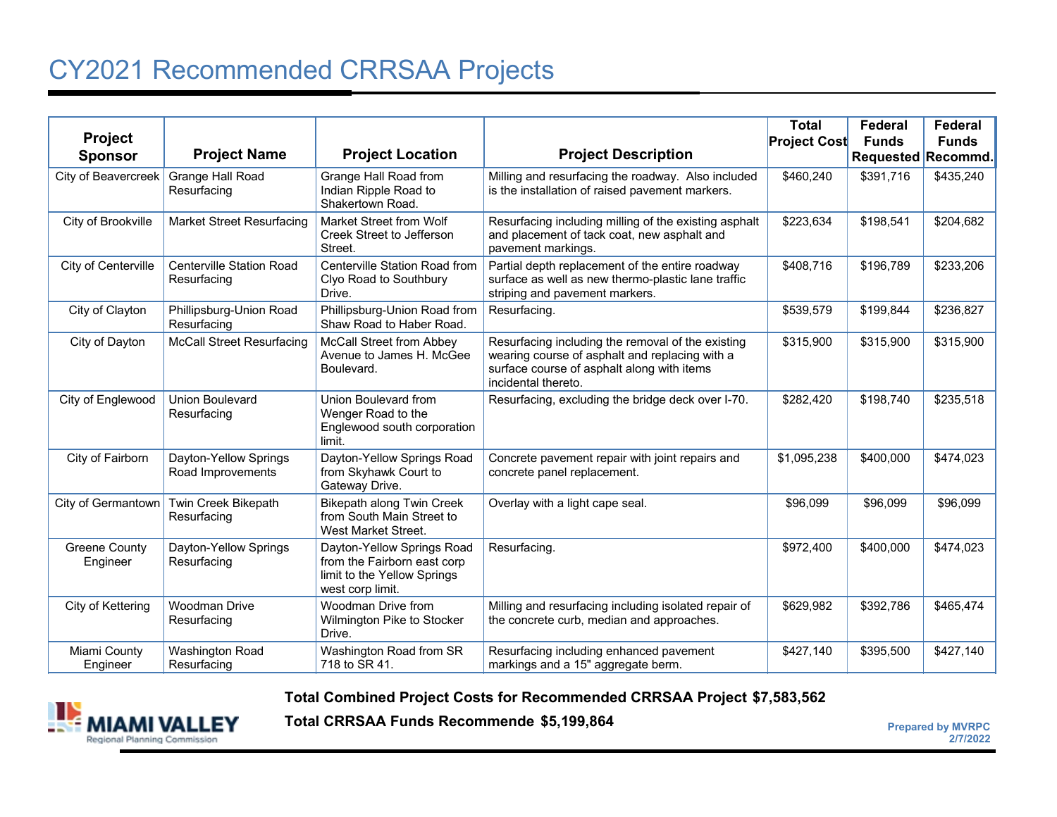# CY2021 Recommended CRRSAA Projects

| Project Sponsor | Project Name | Project Location | Project Description | Total Project Cost | Federal Funds Requested | Federal Funds Recommd. |
|---|---|---|---|---|---|---|
| City of Beavercreek | Grange Hall Road Resurfacing | Grange Hall Road from Indian Ripple Road to Shakertown Road. | Milling and resurfacing the roadway. Also included is the installation of raised pavement markers. | $460,240 | $391,716 | $435,240 |
| City of Brookville | Market Street Resurfacing | Market Street from Wolf Creek Street to Jefferson Street. | Resurfacing including milling of the existing asphalt and placement of tack coat, new asphalt and pavement markings. | $223,634 | $198,541 | $204,682 |
| City of Centerville | Centerville Station Road Resurfacing | Centerville Station Road from Clyo Road to Southbury Drive. | Partial depth replacement of the entire roadway surface as well as new thermo-plastic lane traffic striping and pavement markers. | $408,716 | $196,789 | $233,206 |
| City of Clayton | Phillipsburg-Union Road Resurfacing | Phillipsburg-Union Road from Shaw Road to Haber Road. | Resurfacing. | $539,579 | $199,844 | $236,827 |
| City of Dayton | McCall Street Resurfacing | McCall Street from Abbey Avenue to James H. McGee Boulevard. | Resurfacing including the removal of the existing wearing course of asphalt and replacing with a surface course of asphalt along with items incidental thereto. | $315,900 | $315,900 | $315,900 |
| City of Englewood | Union Boulevard Resurfacing | Union Boulevard from Wenger Road to the Englewood south corporation limit. | Resurfacing, excluding the bridge deck over I-70. | $282,420 | $198,740 | $235,518 |
| City of Fairborn | Dayton-Yellow Springs Road Improvements | Dayton-Yellow Springs Road from Skyhawk Court to Gateway Drive. | Concrete pavement repair with joint repairs and concrete panel replacement. | $1,095,238 | $400,000 | $474,023 |
| City of Germantown | Twin Creek Bikepath Resurfacing | Bikepath along Twin Creek from South Main Street to West Market Street. | Overlay with a light cape seal. | $96,099 | $96,099 | $96,099 |
| Greene County Engineer | Dayton-Yellow Springs Resurfacing | Dayton-Yellow Springs Road from the Fairborn east corp limit to the Yellow Springs west corp limit. | Resurfacing. | $972,400 | $400,000 | $474,023 |
| City of Kettering | Woodman Drive Resurfacing | Woodman Drive from Wilmington Pike to Stocker Drive. | Milling and resurfacing including isolated repair of the concrete curb, median and approaches. | $629,982 | $392,786 | $465,474 |
| Miami County Engineer | Washington Road Resurfacing | Washington Road from SR 718 to SR 41. | Resurfacing including enhanced pavement markings and a 15" aggregate berm. | $427,140 | $395,500 | $427,140 |

**Total Combined Project Costs for Recommended CRRSAA Project $7,583,562**

**Total CRRSAA Funds Recommende $5,199,864**

MIAMI VALLEY Regional Planning Commission

Prepared by MVRPC
2/7/2022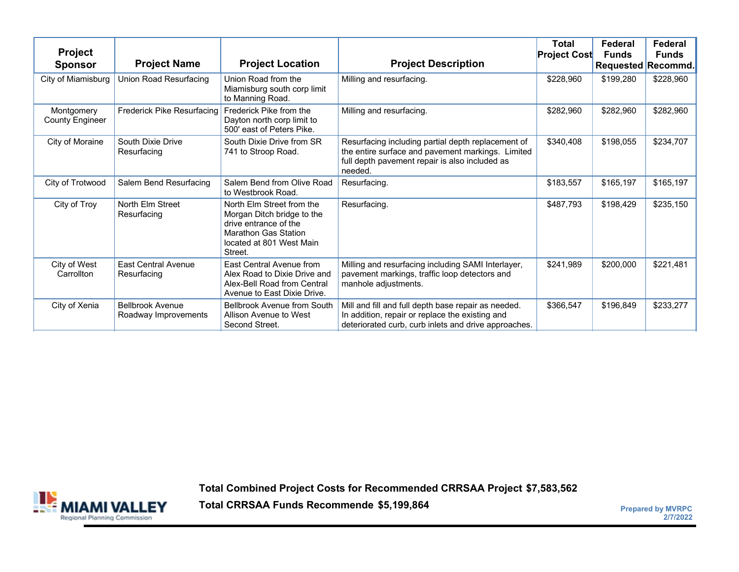| Project Sponsor | Project Name | Project Location | Project Description | Total Project Cost | Federal Funds Requested | Federal Funds Recommd. |
|---|---|---|---|---|---|---|
| City of Miamisburg | Union Road Resurfacing | Union Road from the Miamisburg south corp limit to Manning Road. | Milling and resurfacing. | $228,960 | $199,280 | $228,960 |
| Montgomery County Engineer | Frederick Pike Resurfacing | Frederick Pike from the Dayton north corp limit to 500' east of Peters Pike. | Milling and resurfacing. | $282,960 | $282,960 | $282,960 |
| City of Moraine | South Dixie Drive Resurfacing | South Dixie Drive from SR 741 to Stroop Road. | Resurfacing including partial depth replacement of the entire surface and pavement markings. Limited full depth pavement repair is also included as needed. | $340,408 | $198,055 | $234,707 |
| City of Trotwood | Salem Bend Resurfacing | Salem Bend from Olive Road to Westbrook Road. | Resurfacing. | $183,557 | $165,197 | $165,197 |
| City of Troy | North Elm Street Resurfacing | North Elm Street from the Morgan Ditch bridge to the drive entrance of the Marathon Gas Station located at 801 West Main Street. | Resurfacing. | $487,793 | $198,429 | $235,150 |
| City of West Carrollton | East Central Avenue Resurfacing | East Central Avenue from Alex Road to Dixie Drive and Alex-Bell Road from Central Avenue to East Dixie Drive. | Milling and resurfacing including SAMI Interlayer, pavement markings, traffic loop detectors and manhole adjustments. | $241,989 | $200,000 | $221,481 |
| City of Xenia | Bellbrook Avenue Roadway Improvements | Bellbrook Avenue from South Allison Avenue to West Second Street. | Mill and fill and full depth base repair as needed. In addition, repair or replace the existing and deteriorated curb, curb inlets and drive approaches. | $366,547 | $196,849 | $233,277 |

**Total Combined Project Costs for Recommended CRRSAA Project $7,583,562**

**Total CRRSAA Funds Recommende $5,199,864**

MIAMI VALLEY Regional Planning Commission

Prepared by MVRPC
2/7/2022